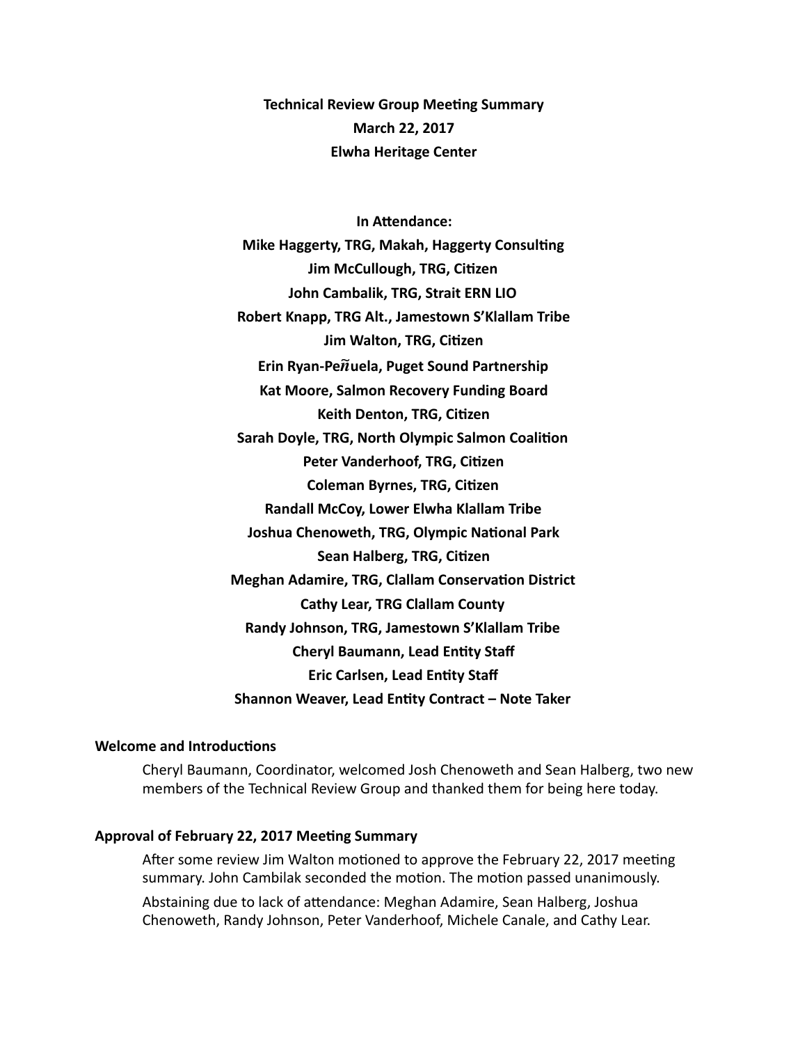**Technical Review Group Meeting Summary**
**March 22, 2017**
**Elwha Heritage Center**

**In Attendance:**
**Mike Haggerty, TRG, Makah, Haggerty Consulting**
**Jim McCullough, TRG, Citizen**
**John Cambalik, TRG, Strait ERN LIO**
**Robert Knapp, TRG Alt., Jamestown S'Klallam Tribe**
**Jim Walton, TRG, Citizen**
**Erin Ryan-Peñuela, Puget Sound Partnership**
**Kat Moore, Salmon Recovery Funding Board**
**Keith Denton, TRG, Citizen**
**Sarah Doyle, TRG, North Olympic Salmon Coalition**
**Peter Vanderhoof, TRG, Citizen**
**Coleman Byrnes, TRG, Citizen**
**Randall McCoy, Lower Elwha Klallam Tribe**
**Joshua Chenoweth, TRG, Olympic National Park**
**Sean Halberg, TRG, Citizen**
**Meghan Adamire, TRG, Clallam Conservation District**
**Cathy Lear, TRG Clallam County**
**Randy Johnson, TRG, Jamestown S'Klallam Tribe**
**Cheryl Baumann, Lead Entity Staff**
**Eric Carlsen, Lead Entity Staff**
**Shannon Weaver, Lead Entity Contract – Note Taker**

**Welcome and Introductions**

Cheryl Baumann, Coordinator, welcomed Josh Chenoweth and Sean Halberg, two new members of the Technical Review Group and thanked them for being here today.

**Approval of February 22, 2017 Meeting Summary**

After some review Jim Walton motioned to approve the February 22, 2017 meeting summary. John Cambilak seconded the motion. The motion passed unanimously.

Abstaining due to lack of attendance: Meghan Adamire, Sean Halberg, Joshua Chenoweth, Randy Johnson, Peter Vanderhoof, Michele Canale, and Cathy Lear.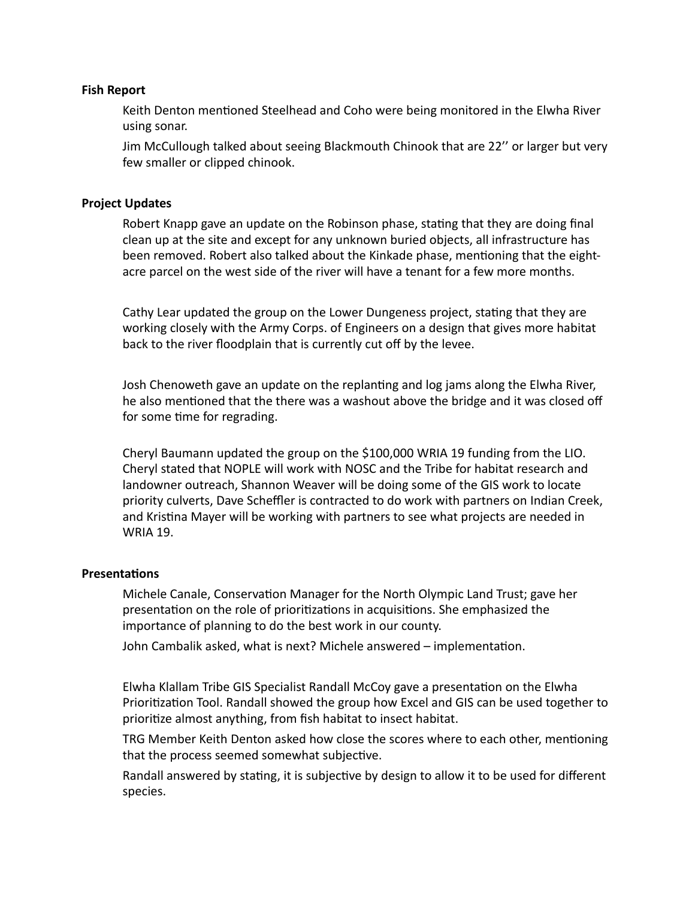**Fish Report**

Keith Denton mentioned Steelhead and Coho were being monitored in the Elwha River using sonar.

Jim McCullough talked about seeing Blackmouth Chinook that are 22'' or larger but very few smaller or clipped chinook.

**Project Updates**

Robert Knapp gave an update on the Robinson phase, stating that they are doing final clean up at the site and except for any unknown buried objects, all infrastructure has been removed. Robert also talked about the Kinkade phase, mentioning that the eight-acre parcel on the west side of the river will have a tenant for a few more months.

Cathy Lear updated the group on the Lower Dungeness project, stating that they are working closely with the Army Corps. of Engineers on a design that gives more habitat back to the river floodplain that is currently cut off by the levee.

Josh Chenoweth gave an update on the replanting and log jams along the Elwha River, he also mentioned that the there was a washout above the bridge and it was closed off for some time for regrading.

Cheryl Baumann updated the group on the $100,000 WRIA 19 funding from the LIO. Cheryl stated that NOPLE will work with NOSC and the Tribe for habitat research and landowner outreach, Shannon Weaver will be doing some of the GIS work to locate priority culverts, Dave Scheffler is contracted to do work with partners on Indian Creek, and Kristina Mayer will be working with partners to see what projects are needed in WRIA 19.

**Presentations**

Michele Canale, Conservation Manager for the North Olympic Land Trust; gave her presentation on the role of prioritizations in acquisitions. She emphasized the importance of planning to do the best work in our county.

John Cambalik asked, what is next? Michele answered – implementation.

Elwha Klallam Tribe GIS Specialist Randall McCoy gave a presentation on the Elwha Prioritization Tool. Randall showed the group how Excel and GIS can be used together to prioritize almost anything, from fish habitat to insect habitat.

TRG Member Keith Denton asked how close the scores where to each other, mentioning that the process seemed somewhat subjective.

Randall answered by stating, it is subjective by design to allow it to be used for different species.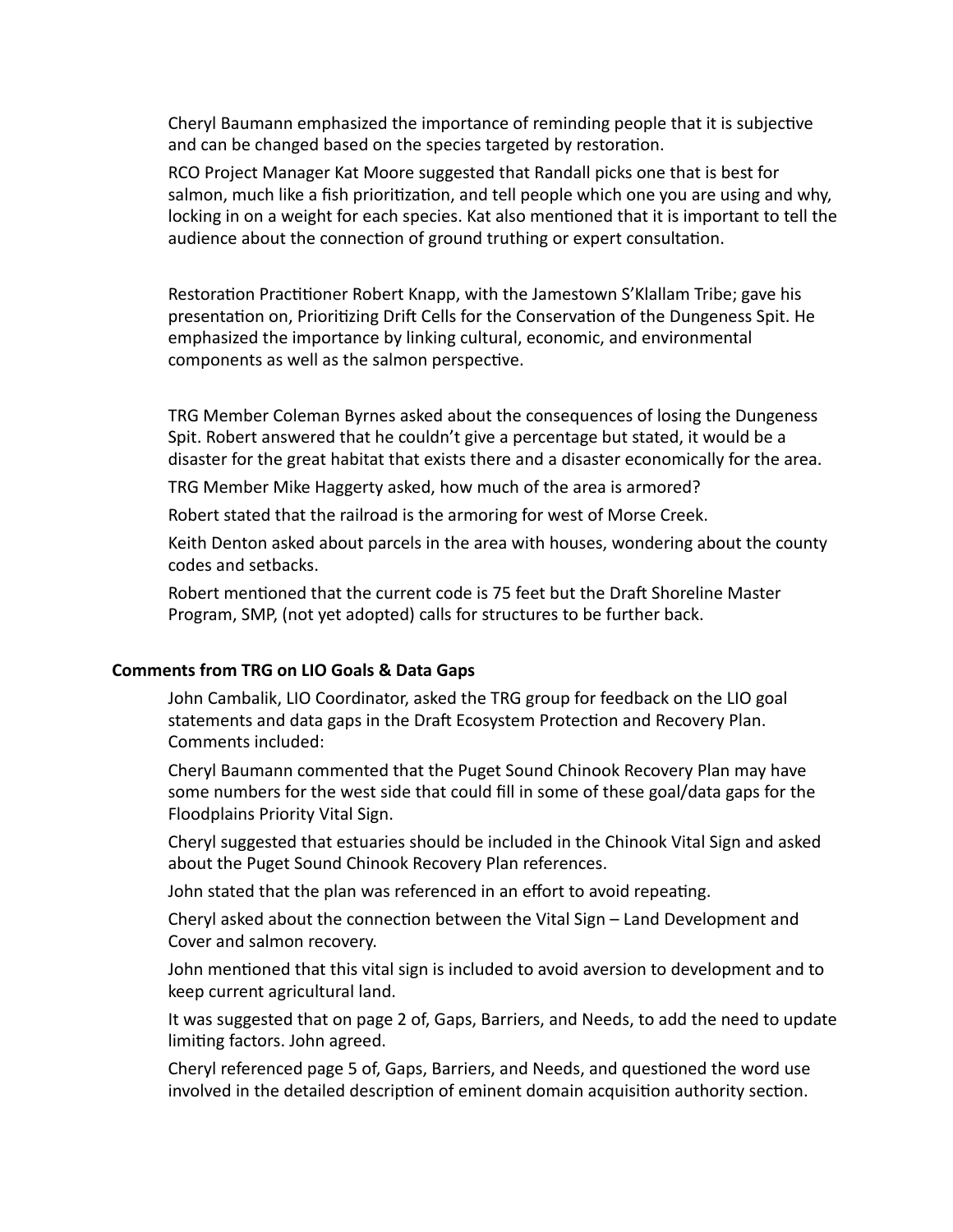Cheryl Baumann emphasized the importance of reminding people that it is subjective and can be changed based on the species targeted by restoration.

RCO Project Manager Kat Moore suggested that Randall picks one that is best for salmon, much like a fish prioritization, and tell people which one you are using and why, locking in on a weight for each species. Kat also mentioned that it is important to tell the audience about the connection of ground truthing or expert consultation.

Restoration Practitioner Robert Knapp, with the Jamestown S'Klallam Tribe; gave his presentation on, Prioritizing Drift Cells for the Conservation of the Dungeness Spit. He emphasized the importance by linking cultural, economic, and environmental components as well as the salmon perspective.

TRG Member Coleman Byrnes asked about the consequences of losing the Dungeness Spit. Robert answered that he couldn't give a percentage but stated, it would be a disaster for the great habitat that exists there and a disaster economically for the area.

TRG Member Mike Haggerty asked, how much of the area is armored?

Robert stated that the railroad is the armoring for west of Morse Creek.

Keith Denton asked about parcels in the area with houses, wondering about the county codes and setbacks.

Robert mentioned that the current code is 75 feet but the Draft Shoreline Master Program, SMP, (not yet adopted) calls for structures to be further back.

**Comments from TRG on LIO Goals & Data Gaps**

John Cambalik, LIO Coordinator, asked the TRG group for feedback on the LIO goal statements and data gaps in the Draft Ecosystem Protection and Recovery Plan. Comments included:

Cheryl Baumann commented that the Puget Sound Chinook Recovery Plan may have some numbers for the west side that could fill in some of these goal/data gaps for the Floodplains Priority Vital Sign.

Cheryl suggested that estuaries should be included in the Chinook Vital Sign and asked about the Puget Sound Chinook Recovery Plan references.

John stated that the plan was referenced in an effort to avoid repeating.

Cheryl asked about the connection between the Vital Sign – Land Development and Cover and salmon recovery.

John mentioned that this vital sign is included to avoid aversion to development and to keep current agricultural land.

It was suggested that on page 2 of, Gaps, Barriers, and Needs, to add the need to update limiting factors. John agreed.

Cheryl referenced page 5 of, Gaps, Barriers, and Needs, and questioned the word use involved in the detailed description of eminent domain acquisition authority section.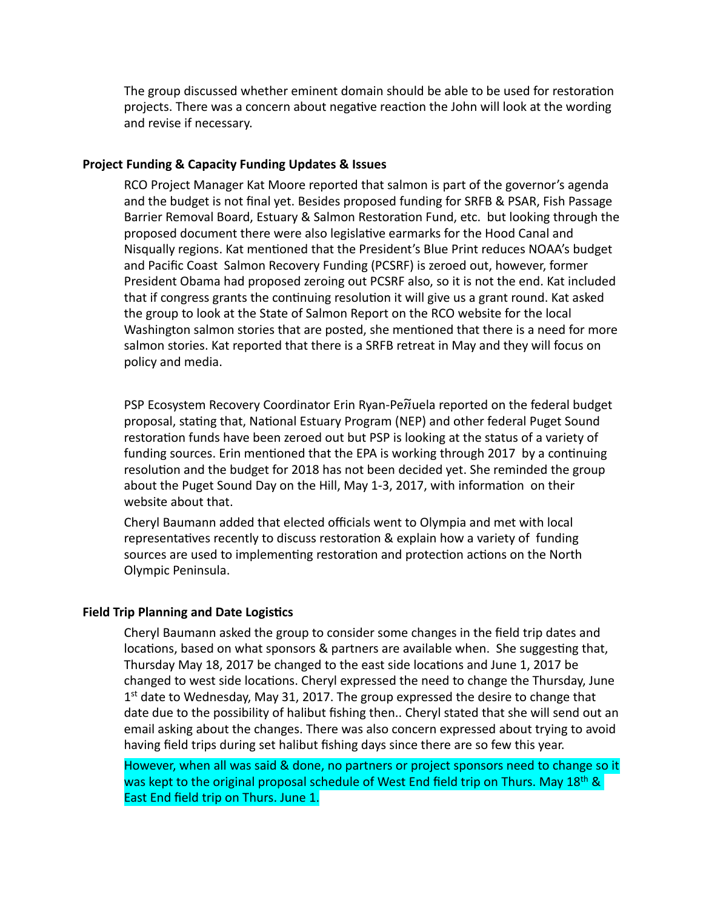The group discussed whether eminent domain should be able to be used for restoration projects. There was a concern about negative reaction the John will look at the wording and revise if necessary.

**Project Funding & Capacity Funding Updates & Issues**

RCO Project Manager Kat Moore reported that salmon is part of the governor's agenda and the budget is not final yet. Besides proposed funding for SRFB & PSAR, Fish Passage Barrier Removal Board, Estuary & Salmon Restoration Fund, etc. but looking through the proposed document there were also legislative earmarks for the Hood Canal and Nisqually regions. Kat mentioned that the President's Blue Print reduces NOAA's budget and Pacific Coast Salmon Recovery Funding (PCSRF) is zeroed out, however, former President Obama had proposed zeroing out PCSRF also, so it is not the end. Kat included that if congress grants the continuing resolution it will give us a grant round. Kat asked the group to look at the State of Salmon Report on the RCO website for the local Washington salmon stories that are posted, she mentioned that there is a need for more salmon stories. Kat reported that there is a SRFB retreat in May and they will focus on policy and media.

PSP Ecosystem Recovery Coordinator Erin Ryan-Peñuela reported on the federal budget proposal, stating that, National Estuary Program (NEP) and other federal Puget Sound restoration funds have been zeroed out but PSP is looking at the status of a variety of funding sources. Erin mentioned that the EPA is working through 2017 by a continuing resolution and the budget for 2018 has not been decided yet. She reminded the group about the Puget Sound Day on the Hill, May 1-3, 2017, with information on their website about that.

Cheryl Baumann added that elected officials went to Olympia and met with local representatives recently to discuss restoration & explain how a variety of funding sources are used to implementing restoration and protection actions on the North Olympic Peninsula.

**Field Trip Planning and Date Logistics**

Cheryl Baumann asked the group to consider some changes in the field trip dates and locations, based on what sponsors & partners are available when. She suggesting that, Thursday May 18, 2017 be changed to the east side locations and June 1, 2017 be changed to west side locations. Cheryl expressed the need to change the Thursday, June 1st date to Wednesday, May 31, 2017. The group expressed the desire to change that date due to the possibility of halibut fishing then.. Cheryl stated that she will send out an email asking about the changes. There was also concern expressed about trying to avoid having field trips during set halibut fishing days since there are so few this year.

However, when all was said & done, no partners or project sponsors need to change so it was kept to the original proposal schedule of West End field trip on Thurs. May 18th & East End field trip on Thurs. June 1.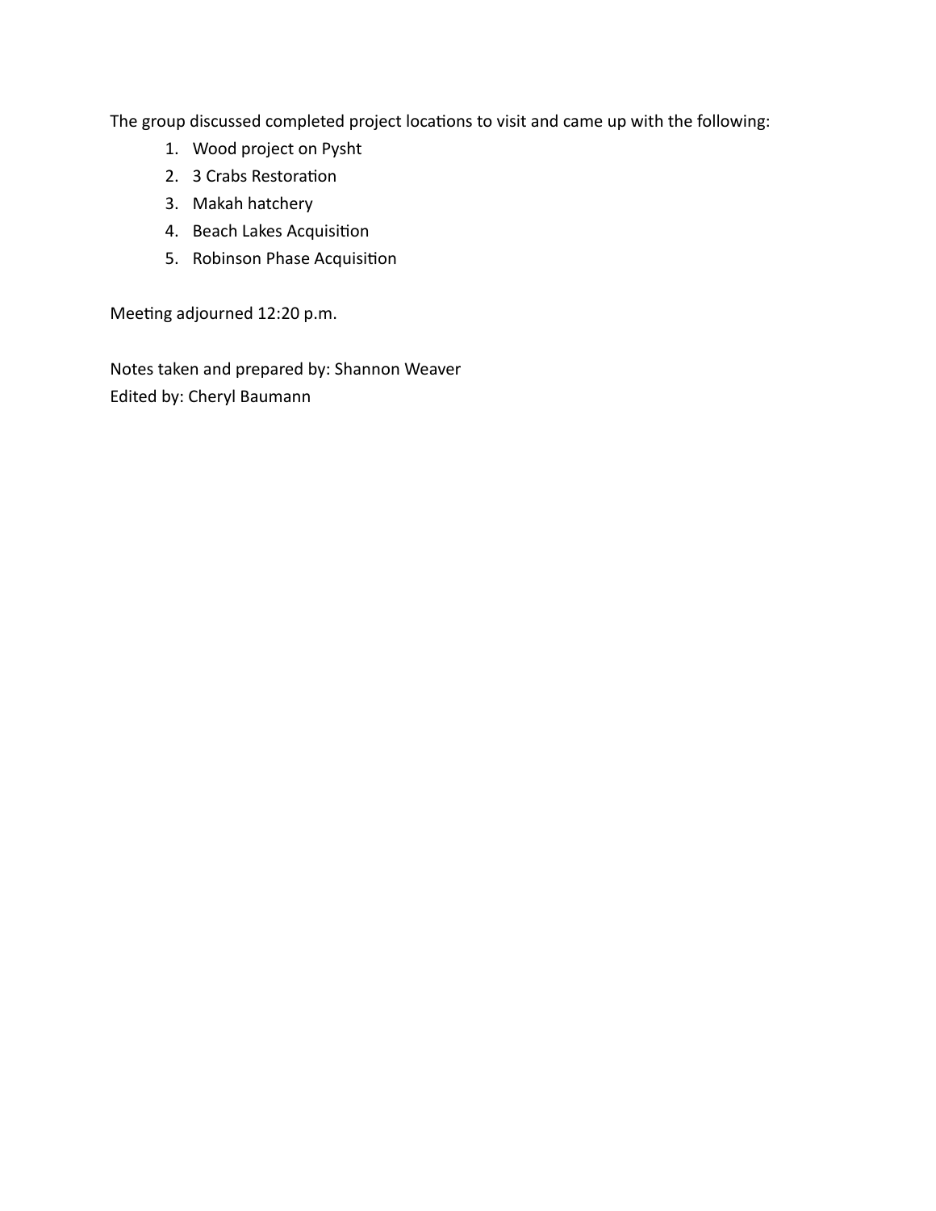The group discussed completed project locations to visit and came up with the following:

1. Wood project on Pysht
2. 3 Crabs Restoration
3. Makah hatchery
4. Beach Lakes Acquisition
5. Robinson Phase Acquisition

Meeting adjourned 12:20 p.m.

Notes taken and prepared by: Shannon Weaver
Edited by: Cheryl Baumann